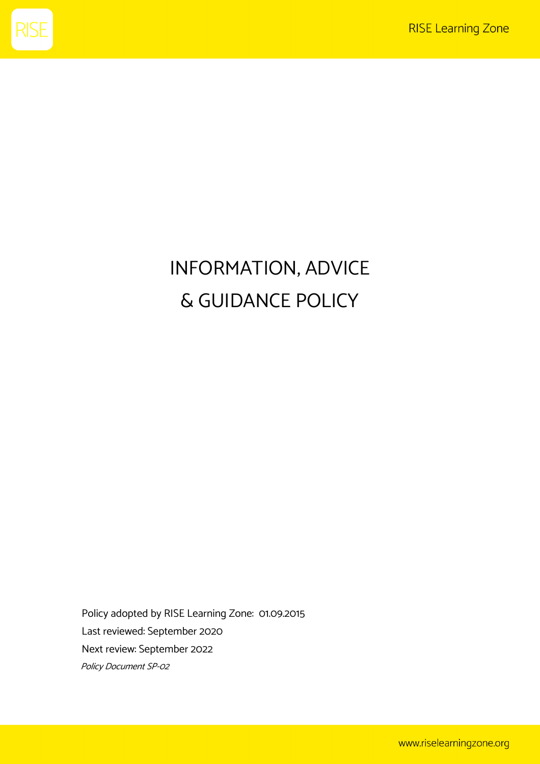# INFORMATION, ADVICE & GUIDANCE POLICY

Policy adopted by RISE Learning Zone: 01.09.2015

Last reviewed: September 2020

Next review: September 2022

*Policy Document SP-02*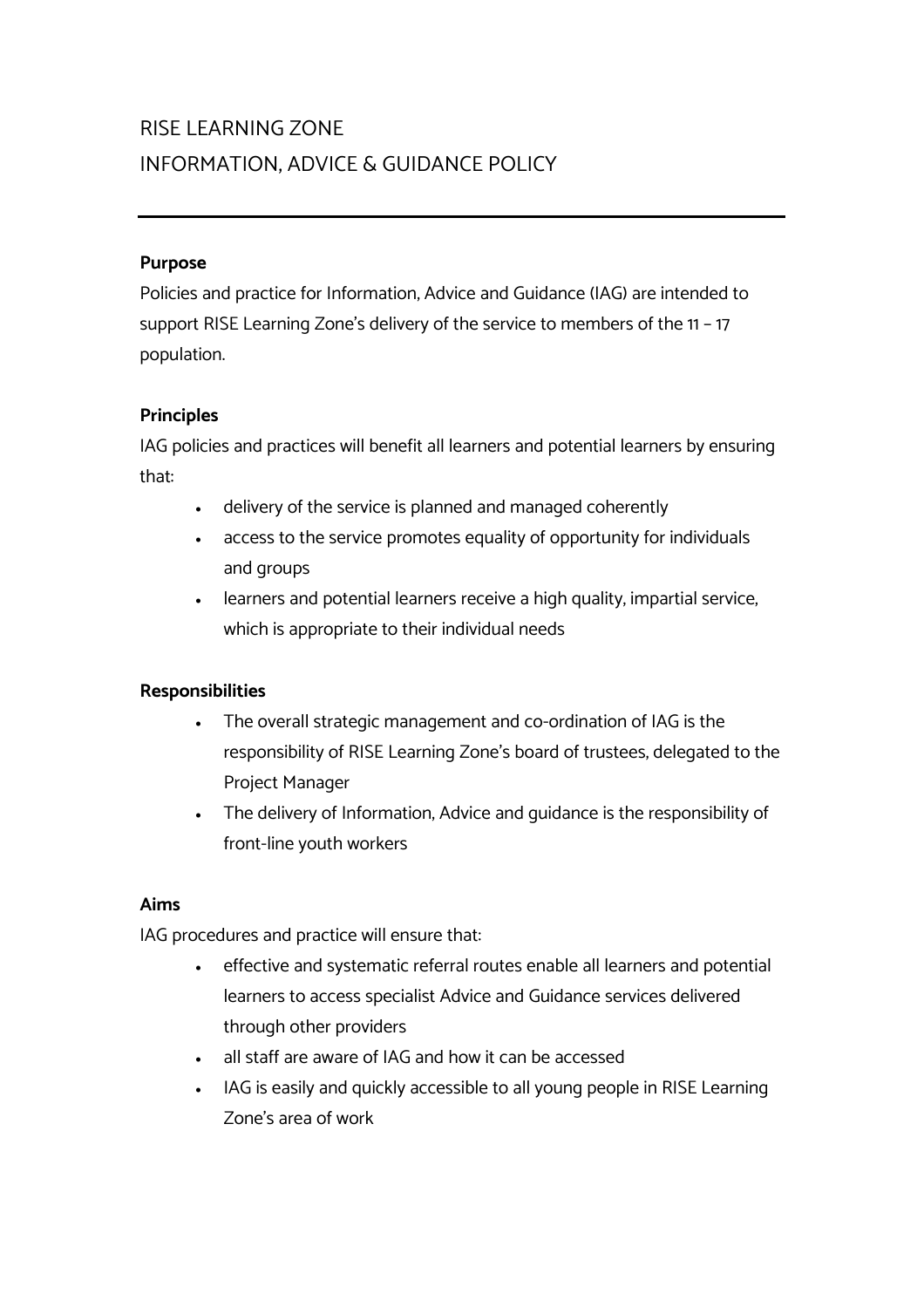# RISE LEARNING ZONE

# INFORMATION, ADVICE & GUIDANCE POLICY

---

**Purpose**

Policies and practice for Information, Advice and Guidance (IAG) are intended to support RISE Learning Zone's delivery of the service to members of the 11 – 17 population.

**Principles**

IAG policies and practices will benefit all learners and potential learners by ensuring that:

- delivery of the service is planned and managed coherently
- access to the service promotes equality of opportunity for individuals and groups
- learners and potential learners receive a high quality, impartial service, which is appropriate to their individual needs

**Responsibilities**

- The overall strategic management and co-ordination of IAG is the responsibility of RISE Learning Zone's board of trustees, delegated to the Project Manager
- The delivery of Information, Advice and guidance is the responsibility of front-line youth workers

**Aims**

IAG procedures and practice will ensure that:

- effective and systematic referral routes enable all learners and potential learners to access specialist Advice and Guidance services delivered through other providers
- all staff are aware of IAG and how it can be accessed
- IAG is easily and quickly accessible to all young people in RISE Learning Zone's area of work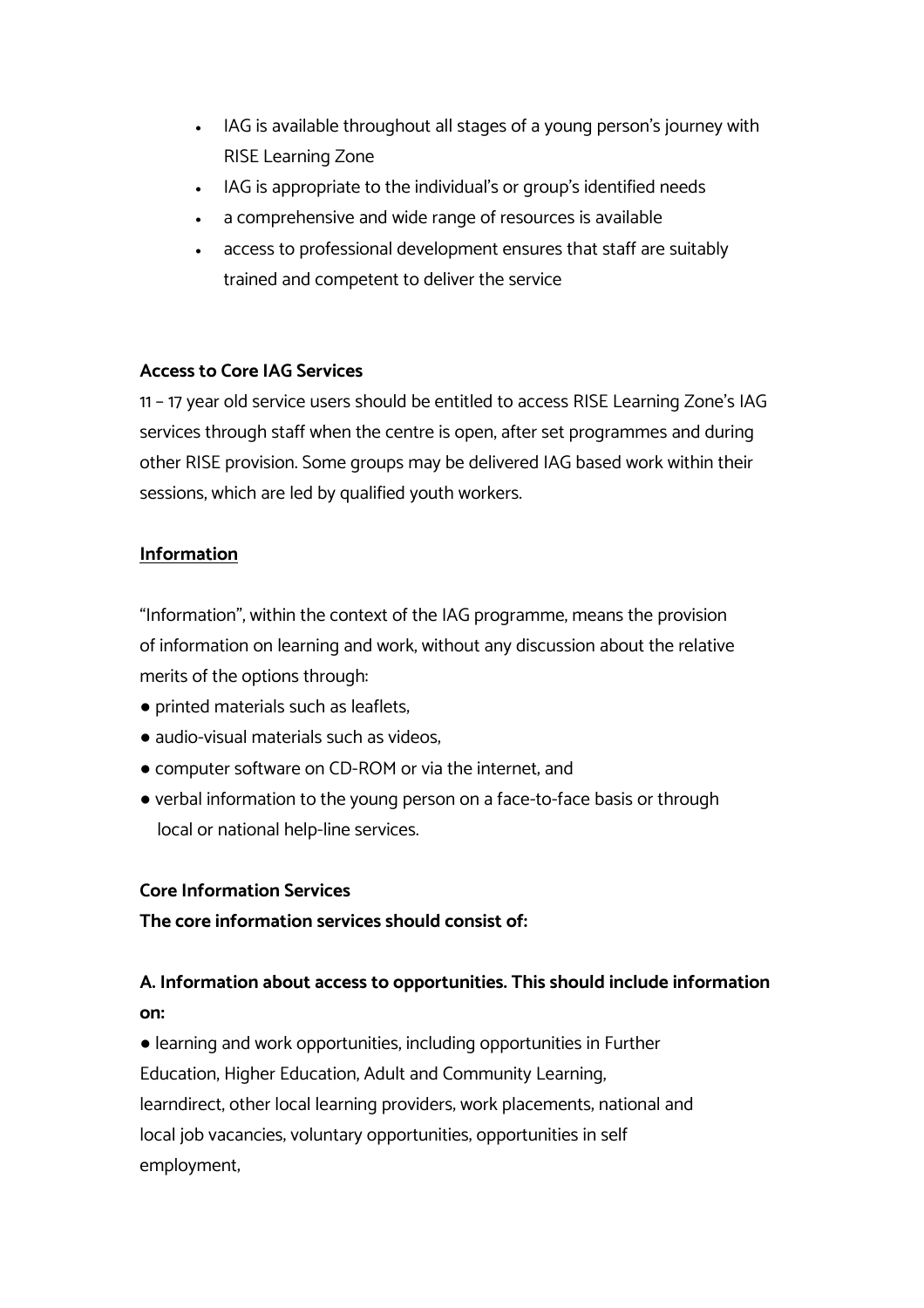- IAG is available throughout all stages of a young person's journey with RISE Learning Zone
- IAG is appropriate to the individual's or group's identified needs
- a comprehensive and wide range of resources is available
- access to professional development ensures that staff are suitably trained and competent to deliver the service

**Access to Core IAG Services**

11 – 17 year old service users should be entitled to access RISE Learning Zone's IAG services through staff when the centre is open, after set programmes and during other RISE provision. Some groups may be delivered IAG based work within their sessions, which are led by qualified youth workers.

**<u>Information</u>**

"Information", within the context of the IAG programme, means the provision of information on learning and work, without any discussion about the relative merits of the options through:

- printed materials such as leaflets,
- audio-visual materials such as videos,
- computer software on CD-ROM or via the internet, and
- verbal information to the young person on a face-to-face basis or through local or national help-line services.

**Core Information Services**

**The core information services should consist of:**

**A. Information about access to opportunities. This should include information on:**

- learning and work opportunities, including opportunities in Further Education, Higher Education, Adult and Community Learning, learndirect, other local learning providers, work placements, national and local job vacancies, voluntary opportunities, opportunities in self employment,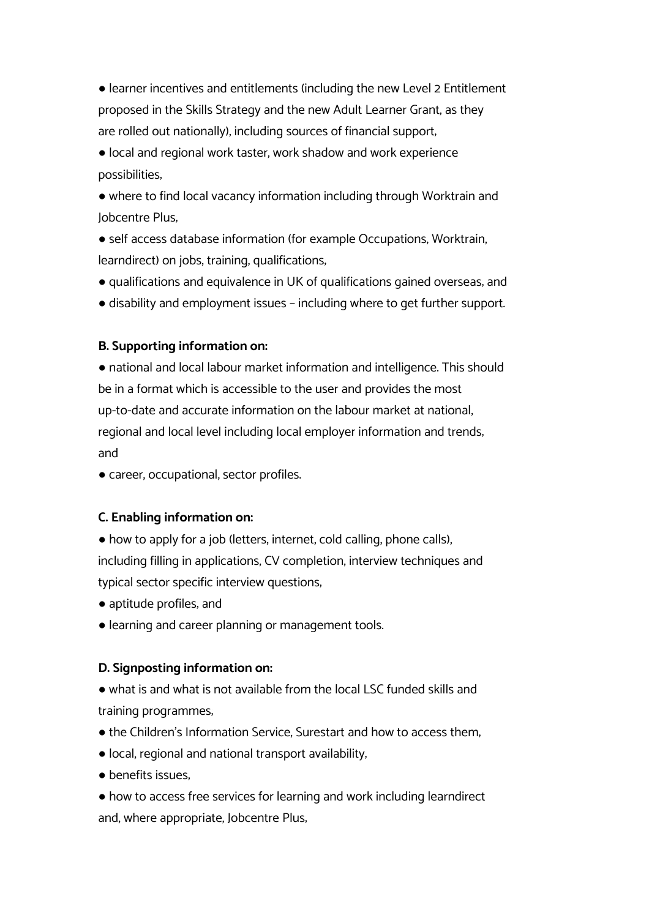- learner incentives and entitlements (including the new Level 2 Entitlement proposed in the Skills Strategy and the new Adult Learner Grant, as they are rolled out nationally), including sources of financial support,
- local and regional work taster, work shadow and work experience possibilities,
- where to find local vacancy information including through Worktrain and Jobcentre Plus,
- self access database information (for example Occupations, Worktrain, learndirect) on jobs, training, qualifications,
- qualifications and equivalence in UK of qualifications gained overseas, and
- disability and employment issues – including where to get further support.

**B. Supporting information on:**

- national and local labour market information and intelligence. This should be in a format which is accessible to the user and provides the most up-to-date and accurate information on the labour market at national, regional and local level including local employer information and trends, and
- career, occupational, sector profiles.

**C. Enabling information on:**

- how to apply for a job (letters, internet, cold calling, phone calls), including filling in applications, CV completion, interview techniques and typical sector specific interview questions,
- aptitude profiles, and
- learning and career planning or management tools.

**D. Signposting information on:**

- what is and what is not available from the local LSC funded skills and training programmes,
- the Children's Information Service, Surestart and how to access them,
- local, regional and national transport availability,
- benefits issues,
- how to access free services for learning and work including learndirect and, where appropriate, Jobcentre Plus,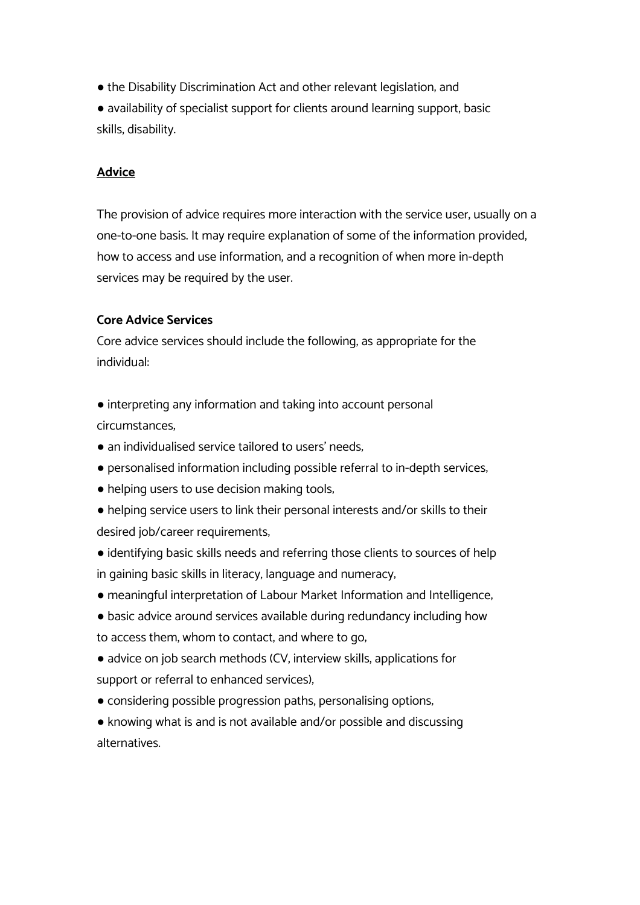- the Disability Discrimination Act and other relevant legislation, and
- availability of specialist support for clients around learning support, basic skills, disability.

## Advice

The provision of advice requires more interaction with the service user, usually on a one-to-one basis. It may require explanation of some of the information provided, how to access and use information, and a recognition of when more in-depth services may be required by the user.

### Core Advice Services

Core advice services should include the following, as appropriate for the individual:

- interpreting any information and taking into account personal circumstances,
- an individualised service tailored to users' needs,
- personalised information including possible referral to in-depth services,
- helping users to use decision making tools,
- helping service users to link their personal interests and/or skills to their desired job/career requirements,
- identifying basic skills needs and referring those clients to sources of help in gaining basic skills in literacy, language and numeracy,
- meaningful interpretation of Labour Market Information and Intelligence,
- basic advice around services available during redundancy including how to access them, whom to contact, and where to go,
- advice on job search methods (CV, interview skills, applications for support or referral to enhanced services),
- considering possible progression paths, personalising options,
- knowing what is and is not available and/or possible and discussing alternatives.